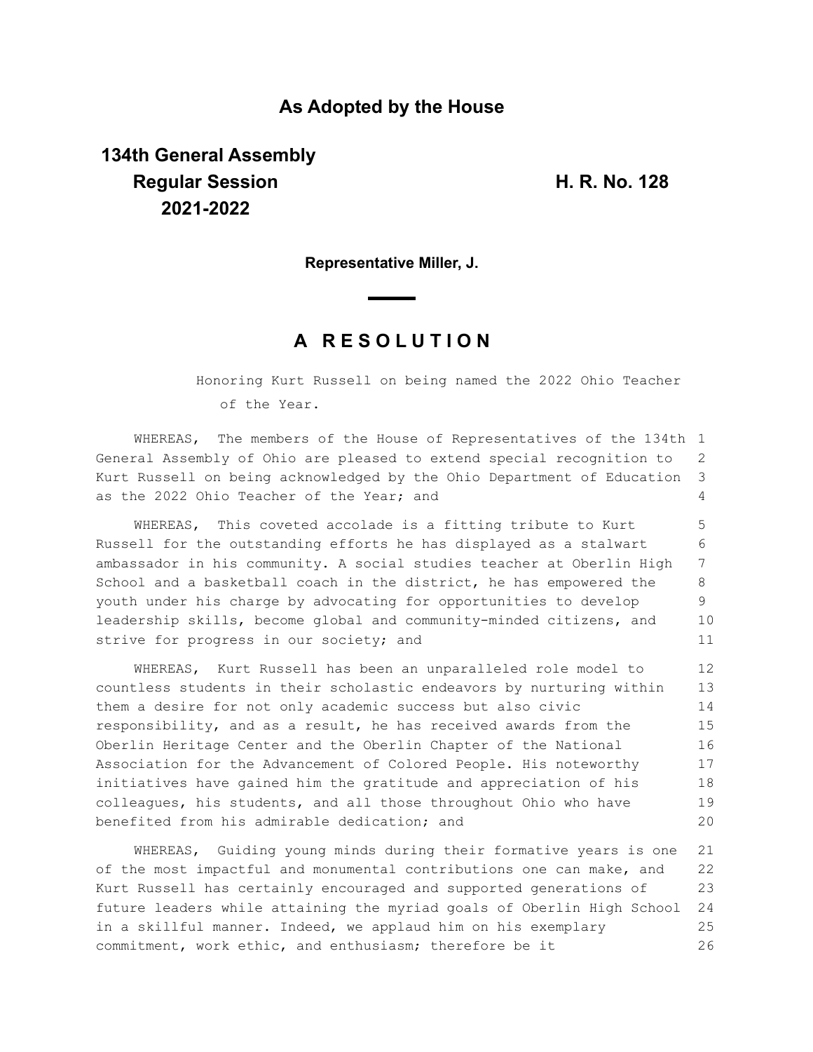**As Adopted by the House**

**134th General Assembly**
**Regular Session**
**2021-2022**

**H. R. No. 128**

**Representative Miller, J.**

## A R E S O L U T I O N

Honoring Kurt Russell on being named the 2022 Ohio Teacher of the Year.

WHEREAS, The members of the House of Representatives of the 134th General Assembly of Ohio are pleased to extend special recognition to Kurt Russell on being acknowledged by the Ohio Department of Education as the 2022 Ohio Teacher of the Year; and

WHEREAS, This coveted accolade is a fitting tribute to Kurt Russell for the outstanding efforts he has displayed as a stalwart ambassador in his community. A social studies teacher at Oberlin High School and a basketball coach in the district, he has empowered the youth under his charge by advocating for opportunities to develop leadership skills, become global and community-minded citizens, and strive for progress in our society; and

WHEREAS, Kurt Russell has been an unparalleled role model to countless students in their scholastic endeavors by nurturing within them a desire for not only academic success but also civic responsibility, and as a result, he has received awards from the Oberlin Heritage Center and the Oberlin Chapter of the National Association for the Advancement of Colored People. His noteworthy initiatives have gained him the gratitude and appreciation of his colleagues, his students, and all those throughout Ohio who have benefited from his admirable dedication; and

WHEREAS, Guiding young minds during their formative years is one of the most impactful and monumental contributions one can make, and Kurt Russell has certainly encouraged and supported generations of future leaders while attaining the myriad goals of Oberlin High School in a skillful manner. Indeed, we applaud him on his exemplary commitment, work ethic, and enthusiasm; therefore be it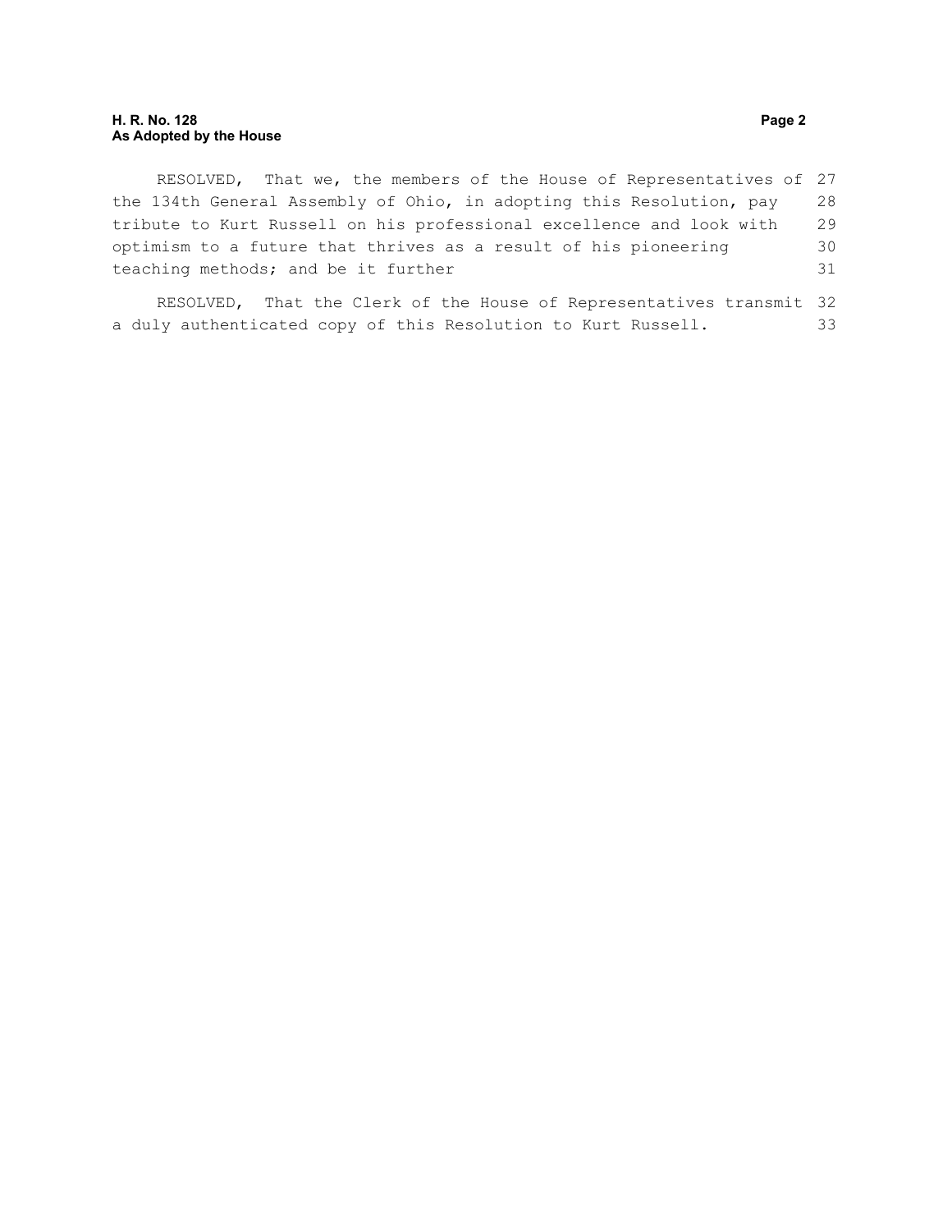RESOLVED, That we, the members of the House of Representatives of the 134th General Assembly of Ohio, in adopting this Resolution, pay tribute to Kurt Russell on his professional excellence and look with optimism to a future that thrives as a result of his pioneering teaching methods; and be it further

RESOLVED, That the Clerk of the House of Representatives transmit a duly authenticated copy of this Resolution to Kurt Russell.